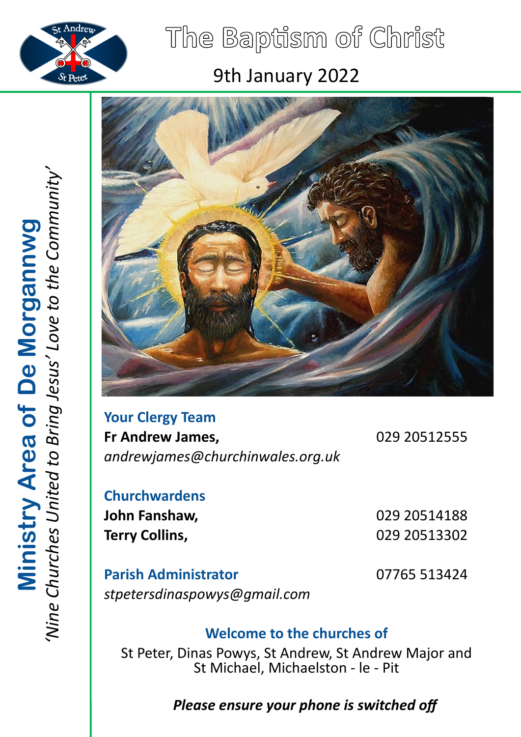# The Baptism of Christ

9th January 2022

**Ministry Area of De Morgannwg**

*'Nine Churches United to Bring Jesus' Love to the Community'*

### Your Clergy Team

**Fr Andrew James,** 029 20512555

*andrewjames@churchinwales.org.uk*

### Churchwardens

**John Fanshaw,** 029 20514188

**Terry Collins,** 029 20513302

### Parish Administrator

07765 513424

*stpetersdinaspowys@gmail.com*

### Welcome to the churches of

St Peter, Dinas Powys, St Andrew, St Andrew Major and St Michael, Michaelston - le - Pit

***Please ensure your phone is switched off***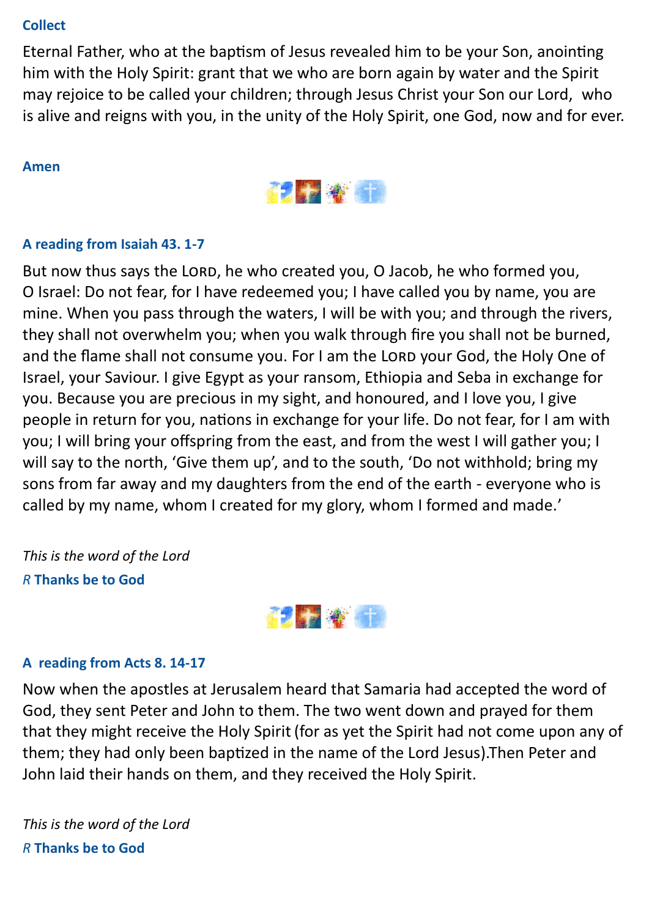**Collect**

Eternal Father, who at the baptism of Jesus revealed him to be your Son, anointing him with the Holy Spirit: grant that we who are born again by water and the Spirit may rejoice to be called your children; through Jesus Christ your Son our Lord, who is alive and reigns with you, in the unity of the Holy Spirit, one God, now and for ever.

**Amen**

**A reading from Isaiah 43. 1-7**

But now thus says the LORD, he who created you, O Jacob, he who formed you, O Israel: Do not fear, for I have redeemed you; I have called you by name, you are mine. When you pass through the waters, I will be with you; and through the rivers, they shall not overwhelm you; when you walk through fire you shall not be burned, and the flame shall not consume you. For I am the LORD your God, the Holy One of Israel, your Saviour. I give Egypt as your ransom, Ethiopia and Seba in exchange for you. Because you are precious in my sight, and honoured, and I love you, I give people in return for you, nations in exchange for your life. Do not fear, for I am with you; I will bring your offspring from the east, and from the west I will gather you; I will say to the north, 'Give them up', and to the south, 'Do not withhold; bring my sons from far away and my daughters from the end of the earth - everyone who is called by my name, whom I created for my glory, whom I formed and made.'

*This is the word of the Lord*

*R* **Thanks be to God**

**A reading from Acts 8. 14-17**

Now when the apostles at Jerusalem heard that Samaria had accepted the word of God, they sent Peter and John to them. The two went down and prayed for them that they might receive the Holy Spirit (for as yet the Spirit had not come upon any of them; they had only been baptized in the name of the Lord Jesus).Then Peter and John laid their hands on them, and they received the Holy Spirit.

*This is the word of the Lord*

*R* **Thanks be to God**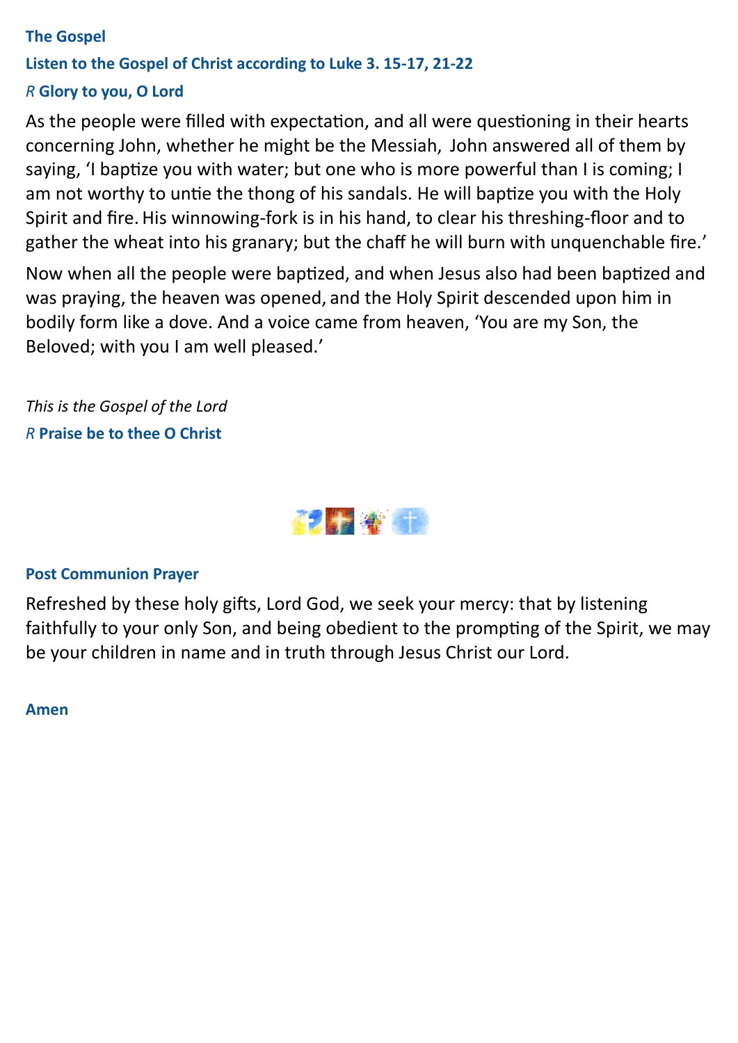**The Gospel**

**Listen to the Gospel of Christ according to Luke 3. 15-17, 21-22**

*R* **Glory to you, O Lord**

As the people were filled with expectation, and all were questioning in their hearts concerning John, whether he might be the Messiah, John answered all of them by saying, 'I baptize you with water; but one who is more powerful than I is coming; I am not worthy to untie the thong of his sandals. He will baptize you with the Holy Spirit and fire. His winnowing-fork is in his hand, to clear his threshing-floor and to gather the wheat into his granary; but the chaff he will burn with unquenchable fire.'

Now when all the people were baptized, and when Jesus also had been baptized and was praying, the heaven was opened, and the Holy Spirit descended upon him in bodily form like a dove. And a voice came from heaven, 'You are my Son, the Beloved; with you I am well pleased.'

*This is the Gospel of the Lord*

*R* **Praise be to thee O Christ**

**Post Communion Prayer**

Refreshed by these holy gifts, Lord God, we seek your mercy: that by listening faithfully to your only Son, and being obedient to the prompting of the Spirit, we may be your children in name and in truth through Jesus Christ our Lord.

**Amen**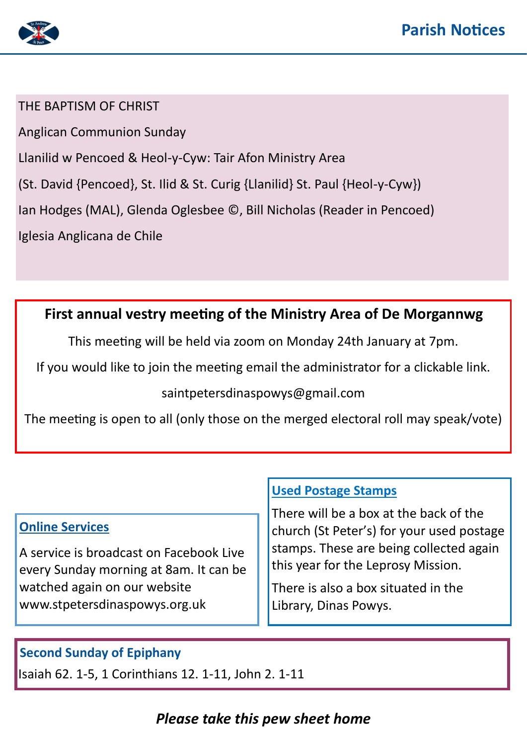## Parish Notices

THE BAPTISM OF CHRIST

Anglican Communion Sunday

Llanilid w Pencoed & Heol-y-Cyw: Tair Afon Ministry Area

(St. David {Pencoed}, St. Ilid & St. Curig {Llanilid} St. Paul {Heol-y-Cyw})

Ian Hodges (MAL), Glenda Oglesbee ©, Bill Nicholas (Reader in Pencoed)

Iglesia Anglicana de Chile

**First annual vestry meeting of the Ministry Area of De Morgannwg**

This meeting will be held via zoom on Monday 24th January at 7pm.

If you would like to join the meeting email the administrator for a clickable link.

saintpetersdinaspowys@gmail.com

The meeting is open to all (only those on the merged electoral roll may speak/vote)

### Online Services

A service is broadcast on Facebook Live every Sunday morning at 8am. It can be watched again on our website www.stpetersdinaspowys.org.uk

### Used Postage Stamps

There will be a box at the back of the church (St Peter's) for your used postage stamps. These are being collected again this year for the Leprosy Mission.

There is also a box situated in the Library, Dinas Powys.

### Second Sunday of Epiphany

Isaiah 62. 1-5, 1 Corinthians 12. 1-11, John 2. 1-11

***Please take this pew sheet home***